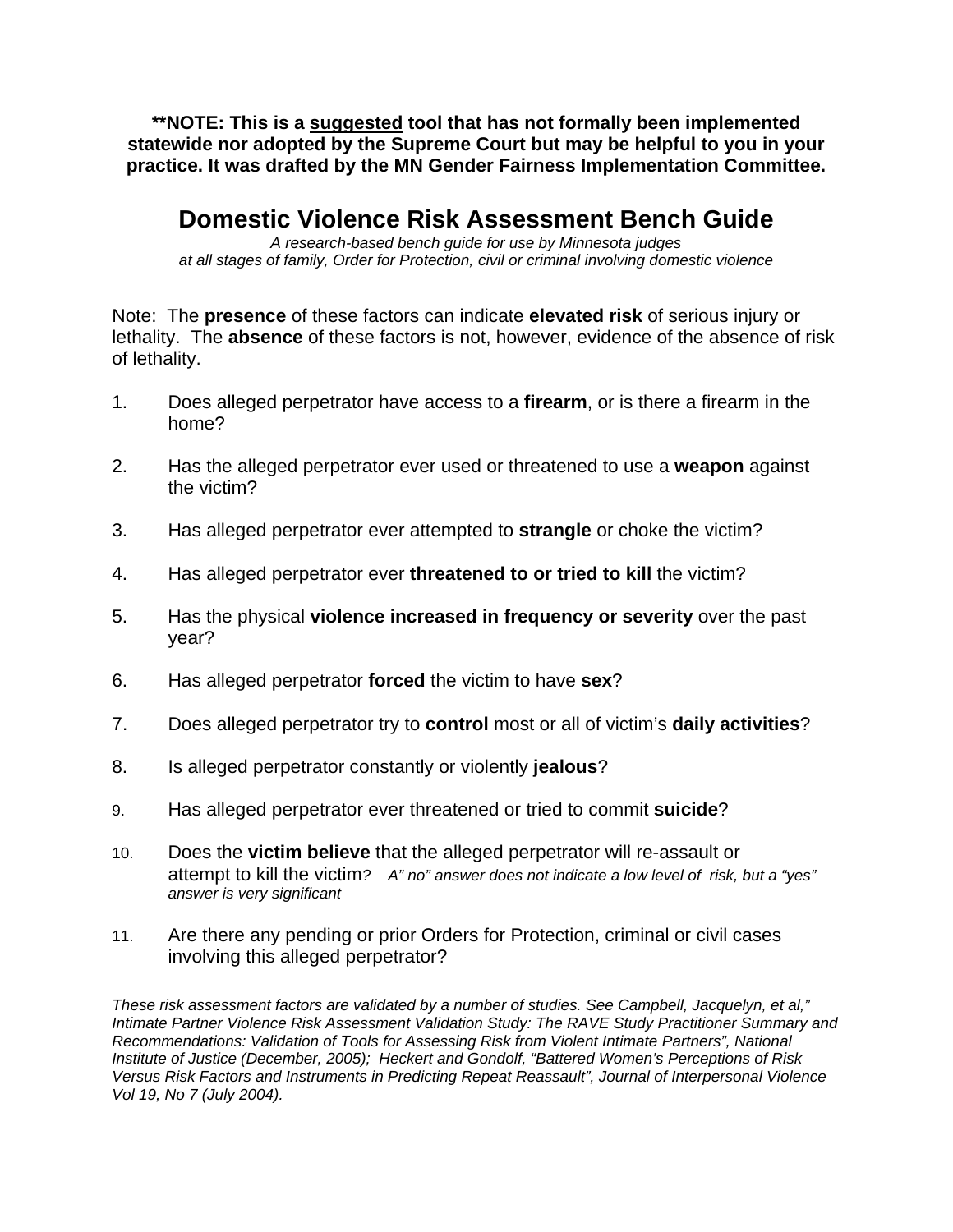**\*\*NOTE: This is a <u>suggested</u> tool that has not formally been implemented statewide nor adopted by the Supreme Court but may be helpful to you in your practice. It was drafted by the MN Gender Fairness Implementation Committee.**

# Domestic Violence Risk Assessment Bench Guide

*A research-based bench guide for use by Minnesota judges at all stages of family, Order for Protection, civil or criminal involving domestic violence*

Note: The **presence** of these factors can indicate **elevated risk** of serious injury or lethality. The **absence** of these factors is not, however, evidence of the absence of risk of lethality.

1. Does alleged perpetrator have access to a **firearm**, or is there a firearm in the home?
2. Has the alleged perpetrator ever used or threatened to use a **weapon** against the victim?
3. Has alleged perpetrator ever attempted to **strangle** or choke the victim?
4. Has alleged perpetrator ever **threatened to or tried to kill** the victim?
5. Has the physical **violence increased in frequency or severity** over the past year?
6. Has alleged perpetrator **forced** the victim to have **sex**?
7. Does alleged perpetrator try to **control** most or all of victim's **daily activities**?
8. Is alleged perpetrator constantly or violently **jealous**?
9. Has alleged perpetrator ever threatened or tried to commit **suicide**?
10. Does the **victim believe** that the alleged perpetrator will re-assault or attempt to kill the victim*? A" no" answer does not indicate a low level of risk, but a "yes" answer is very significant*
11. Are there any pending or prior Orders for Protection, criminal or civil cases involving this alleged perpetrator?

*These risk assessment factors are validated by a number of studies. See Campbell, Jacquelyn, et al," Intimate Partner Violence Risk Assessment Validation Study: The RAVE Study Practitioner Summary and Recommendations: Validation of Tools for Assessing Risk from Violent Intimate Partners", National Institute of Justice (December, 2005); Heckert and Gondolf, "Battered Women's Perceptions of Risk Versus Risk Factors and Instruments in Predicting Repeat Reassault", Journal of Interpersonal Violence Vol 19, No 7 (July 2004).*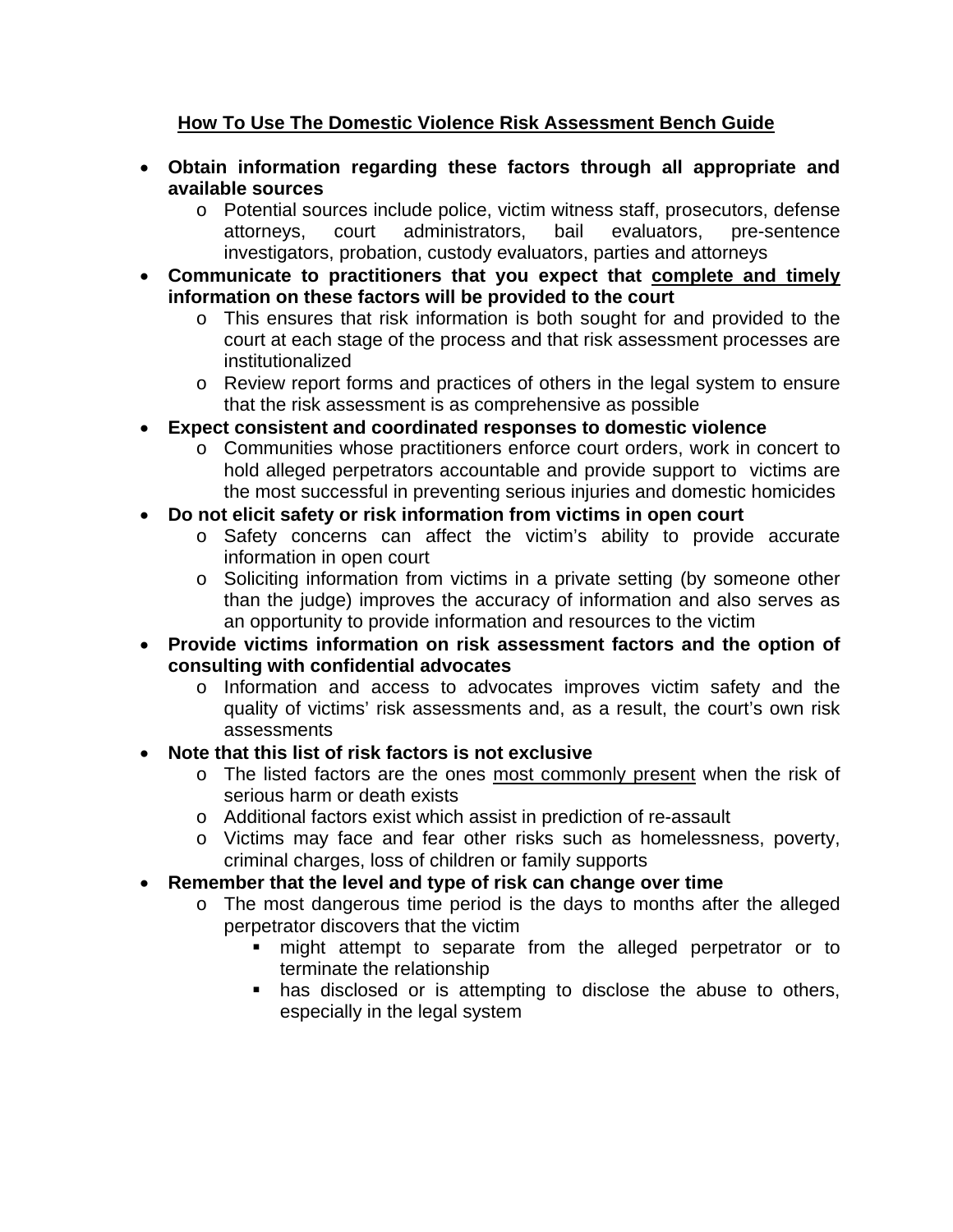## How To Use The Domestic Violence Risk Assessment Bench Guide

- **Obtain information regarding these factors through all appropriate and available sources**
  - Potential sources include police, victim witness staff, prosecutors, defense attorneys, court administrators, bail evaluators, pre-sentence investigators, probation, custody evaluators, parties and attorneys
- **Communicate to practitioners that you expect that <u>complete and timely</u> information on these factors will be provided to the court**
  - This ensures that risk information is both sought for and provided to the court at each stage of the process and that risk assessment processes are institutionalized
  - Review report forms and practices of others in the legal system to ensure that the risk assessment is as comprehensive as possible
- **Expect consistent and coordinated responses to domestic violence**
  - Communities whose practitioners enforce court orders, work in concert to hold alleged perpetrators accountable and provide support to victims are the most successful in preventing serious injuries and domestic homicides
- **Do not elicit safety or risk information from victims in open court**
  - Safety concerns can affect the victim's ability to provide accurate information in open court
  - Soliciting information from victims in a private setting (by someone other than the judge) improves the accuracy of information and also serves as an opportunity to provide information and resources to the victim
- **Provide victims information on risk assessment factors and the option of consulting with confidential advocates**
  - Information and access to advocates improves victim safety and the quality of victims' risk assessments and, as a result, the court's own risk assessments
- **Note that this list of risk factors is not exclusive**
  - The listed factors are the ones <u>most commonly present</u> when the risk of serious harm or death exists
  - Additional factors exist which assist in prediction of re-assault
  - Victims may face and fear other risks such as homelessness, poverty, criminal charges, loss of children or family supports
- **Remember that the level and type of risk can change over time**
  - The most dangerous time period is the days to months after the alleged perpetrator discovers that the victim
    - might attempt to separate from the alleged perpetrator or to terminate the relationship
    - has disclosed or is attempting to disclose the abuse to others, especially in the legal system